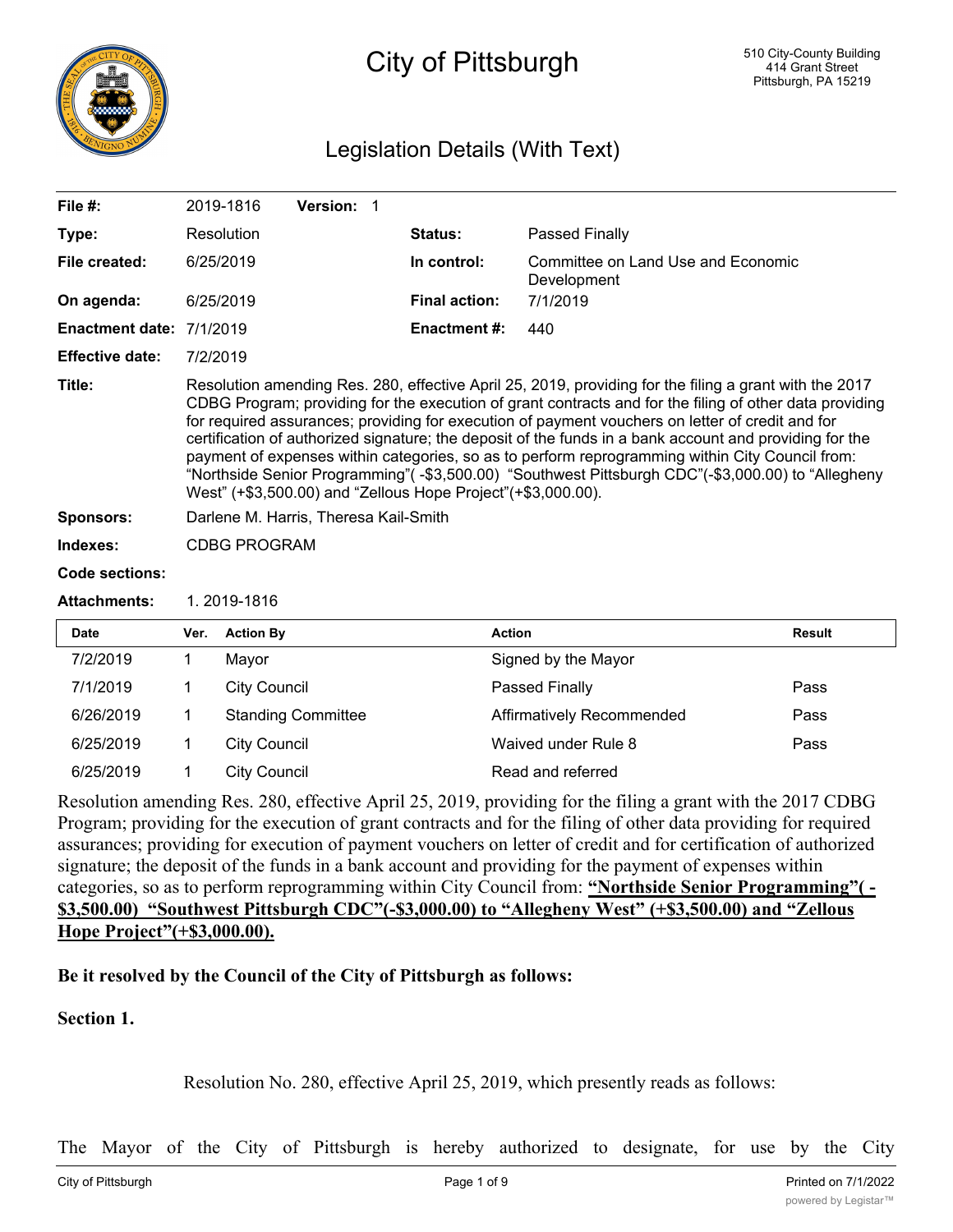# City of Pittsburgh

510 City-County Building
414 Grant Street
Pittsburgh, PA 15219

## Legislation Details (With Text)

| | | | |
|---|---|---|---|
| **File #:** | 2019-1816 **Version:** 1 | | |
| **Type:** | Resolution | **Status:** | Passed Finally |
| **File created:** | 6/25/2019 | **In control:** | Committee on Land Use and Economic Development |
| **On agenda:** | 6/25/2019 | **Final action:** | 7/1/2019 |
| **Enactment date:** | 7/1/2019 | **Enactment #:** | 440 |
| **Effective date:** | 7/2/2019 | | |

**Title:** Resolution amending Res. 280, effective April 25, 2019, providing for the filing a grant with the 2017 CDBG Program; providing for the execution of grant contracts and for the filing of other data providing for required assurances; providing for execution of payment vouchers on letter of credit and for certification of authorized signature; the deposit of the funds in a bank account and providing for the payment of expenses within categories, so as to perform reprogramming within City Council from: "Northside Senior Programming"( -$3,500.00) "Southwest Pittsburgh CDC"(-$3,000.00) to "Allegheny West" (+$3,500.00) and "Zellous Hope Project"(+$3,000.00).

**Sponsors:** Darlene M. Harris, Theresa Kail-Smith

**Indexes:** CDBG PROGRAM

**Code sections:**

**Attachments:** 1. 2019-1816

| Date | Ver. | Action By | Action | Result |
|---|---|---|---|---|
| 7/2/2019 | 1 | Mayor | Signed by the Mayor | |
| 7/1/2019 | 1 | City Council | Passed Finally | Pass |
| 6/26/2019 | 1 | Standing Committee | Affirmatively Recommended | Pass |
| 6/25/2019 | 1 | City Council | Waived under Rule 8 | Pass |
| 6/25/2019 | 1 | City Council | Read and referred | |

Resolution amending Res. 280, effective April 25, 2019, providing for the filing a grant with the 2017 CDBG Program; providing for the execution of grant contracts and for the filing of other data providing for required assurances; providing for execution of payment vouchers on letter of credit and for certification of authorized signature; the deposit of the funds in a bank account and providing for the payment of expenses within categories, so as to perform reprogramming within City Council from: **"Northside Senior Programming"( -$3,500.00) "Southwest Pittsburgh CDC"(-$3,000.00) to "Allegheny West" (+$3,500.00) and "Zellous Hope Project"(+$3,000.00).**

**Be it resolved by the Council of the City of Pittsburgh as follows:**

**Section 1.**

Resolution No. 280, effective April 25, 2019, which presently reads as follows:

The Mayor of the City of Pittsburgh is hereby authorized to designate, for use by the City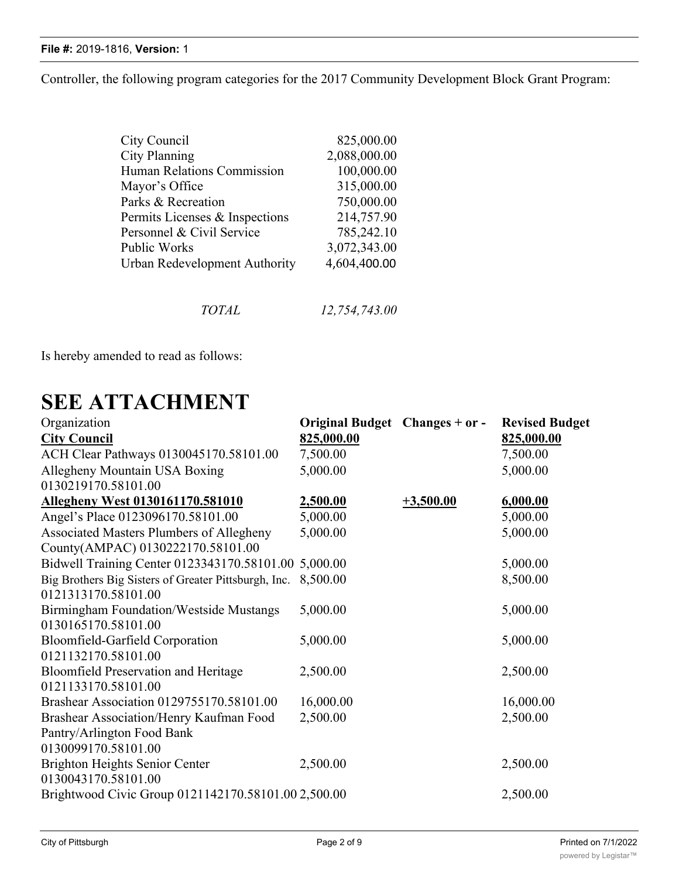Controller, the following program categories for the 2017 Community Development Block Grant Program:

| | |
|---|---:|
| City Council | 825,000.00 |
| City Planning | 2,088,000.00 |
| Human Relations Commission | 100,000.00 |
| Mayor's Office | 315,000.00 |
| Parks & Recreation | 750,000.00 |
| Permits Licenses & Inspections | 214,757.90 |
| Personnel & Civil Service | 785,242.10 |
| Public Works | 3,072,343.00 |
| Urban Redevelopment Authority | 4,604,400.00 |
| *TOTAL* | *12,754,743.00* |

Is hereby amended to read as follows:

# SEE ATTACHMENT

| Organization | Original Budget | Changes + or - | Revised Budget |
|---|---|---|---|
| **<u>City Council</u>** | **<u>825,000.00</u>** | | **<u>825,000.00</u>** |
| ACH Clear Pathways 0130045170.58101.00 | 7,500.00 | | 7,500.00 |
| Allegheny Mountain USA Boxing 0130219170.58101.00 | 5,000.00 | | 5,000.00 |
| **<u>Allegheny West 0130161170.581010</u>** | **<u>2,500.00</u>** | **<u>+3,500.00</u>** | **<u>6,000.00</u>** |
| Angel's Place 0123096170.58101.00 | 5,000.00 | | 5,000.00 |
| Associated Masters Plumbers of Allegheny County(AMPAC) 0130222170.58101.00 | 5,000.00 | | 5,000.00 |
| Bidwell Training Center 0123343170.58101.00 | 5,000.00 | | 5,000.00 |
| Big Brothers Big Sisters of Greater Pittsburgh, Inc. 0121313170.58101.00 | 8,500.00 | | 8,500.00 |
| Birmingham Foundation/Westside Mustangs 0130165170.58101.00 | 5,000.00 | | 5,000.00 |
| Bloomfield-Garfield Corporation 0121132170.58101.00 | 5,000.00 | | 5,000.00 |
| Bloomfield Preservation and Heritage 0121133170.58101.00 | 2,500.00 | | 2,500.00 |
| Brashear Association 0129755170.58101.00 | 16,000.00 | | 16,000.00 |
| Brashear Association/Henry Kaufman Food Pantry/Arlington Food Bank 0130099170.58101.00 | 2,500.00 | | 2,500.00 |
| Brighton Heights Senior Center 0130043170.58101.00 | 2,500.00 | | 2,500.00 |
| Brightwood Civic Group 0121142170.58101.00 | 2,500.00 | | 2,500.00 |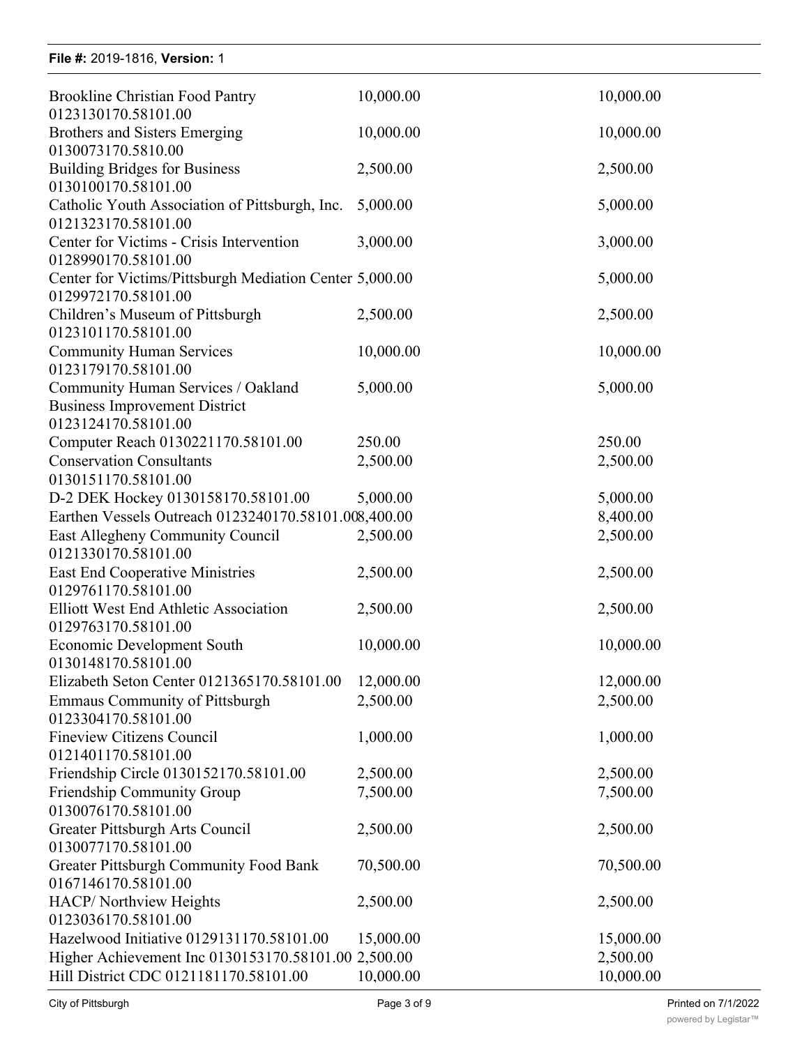| | | |
|---|---|---|
| Brookline Christian Food Pantry 0123130170.58101.00 | 10,000.00 | 10,000.00 |
| Brothers and Sisters Emerging 0130073170.5810.00 | 10,000.00 | 10,000.00 |
| Building Bridges for Business 0130100170.58101.00 | 2,500.00 | 2,500.00 |
| Catholic Youth Association of Pittsburgh, Inc. 0121323170.58101.00 | 5,000.00 | 5,000.00 |
| Center for Victims - Crisis Intervention 0128990170.58101.00 | 3,000.00 | 3,000.00 |
| Center for Victims/Pittsburgh Mediation Center 0129972170.58101.00 | 5,000.00 | 5,000.00 |
| Children's Museum of Pittsburgh 0123101170.58101.00 | 2,500.00 | 2,500.00 |
| Community Human Services 0123179170.58101.00 | 10,000.00 | 10,000.00 |
| Community Human Services / Oakland Business Improvement District 0123124170.58101.00 | 5,000.00 | 5,000.00 |
| Computer Reach 0130221170.58101.00 | 250.00 | 250.00 |
| Conservation Consultants 0130151170.58101.00 | 2,500.00 | 2,500.00 |
| D-2 DEK Hockey 0130158170.58101.00 | 5,000.00 | 5,000.00 |
| Earthen Vessels Outreach 0123240170.58101.00 | 8,400.00 | 8,400.00 |
| East Allegheny Community Council 0121330170.58101.00 | 2,500.00 | 2,500.00 |
| East End Cooperative Ministries 0129761170.58101.00 | 2,500.00 | 2,500.00 |
| Elliott West End Athletic Association 0129763170.58101.00 | 2,500.00 | 2,500.00 |
| Economic Development South 0130148170.58101.00 | 10,000.00 | 10,000.00 |
| Elizabeth Seton Center 0121365170.58101.00 | 12,000.00 | 12,000.00 |
| Emmaus Community of Pittsburgh 0123304170.58101.00 | 2,500.00 | 2,500.00 |
| Fineview Citizens Council 0121401170.58101.00 | 1,000.00 | 1,000.00 |
| Friendship Circle 0130152170.58101.00 | 2,500.00 | 2,500.00 |
| Friendship Community Group 0130076170.58101.00 | 7,500.00 | 7,500.00 |
| Greater Pittsburgh Arts Council 0130077170.58101.00 | 2,500.00 | 2,500.00 |
| Greater Pittsburgh Community Food Bank 0167146170.58101.00 | 70,500.00 | 70,500.00 |
| HACP/ Northview Heights 0123036170.58101.00 | 2,500.00 | 2,500.00 |
| Hazelwood Initiative 0129131170.58101.00 | 15,000.00 | 15,000.00 |
| Higher Achievement Inc 0130153170.58101.00 | 2,500.00 | 2,500.00 |
| Hill District CDC 0121181170.58101.00 | 10,000.00 | 10,000.00 |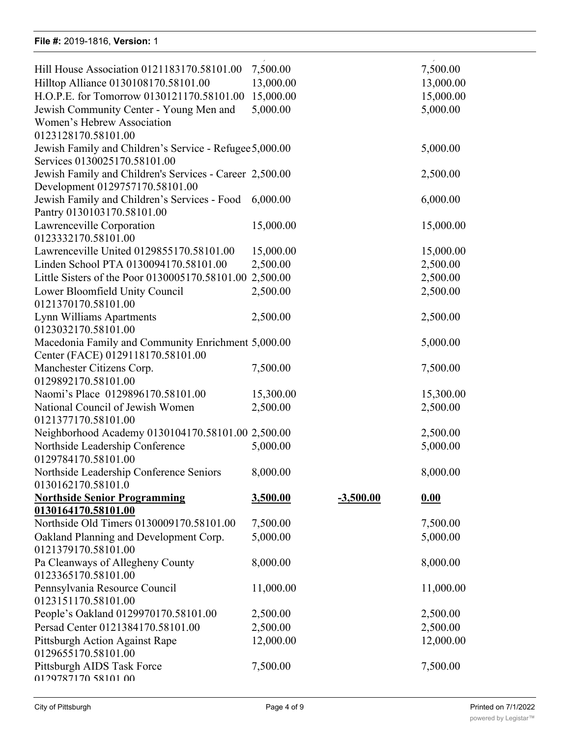| | | | |
|---|---|---|---|
| Hill House Association 0121183170.58101.00 | 7,500.00 | | 7,500.00 |
| Hilltop Alliance 0130108170.58101.00 | 13,000.00 | | 13,000.00 |
| H.O.P.E. for Tomorrow 0130121170.58101.00 | 15,000.00 | | 15,000.00 |
| Jewish Community Center - Young Men and Women's Hebrew Association 0123128170.58101.00 | 5,000.00 | | 5,000.00 |
| Jewish Family and Children's Service - Refugee Services 0130025170.58101.00 | 5,000.00 | | 5,000.00 |
| Jewish Family and Children's Services - Career Development 0129757170.58101.00 | 2,500.00 | | 2,500.00 |
| Jewish Family and Children's Services - Food Pantry 0130103170.58101.00 | 6,000.00 | | 6,000.00 |
| Lawrenceville Corporation 0123332170.58101.00 | 15,000.00 | | 15,000.00 |
| Lawrenceville United 0129855170.58101.00 | 15,000.00 | | 15,000.00 |
| Linden School PTA 0130094170.58101.00 | 2,500.00 | | 2,500.00 |
| Little Sisters of the Poor 0130005170.58101.00 | 2,500.00 | | 2,500.00 |
| Lower Bloomfield Unity Council 0121370170.58101.00 | 2,500.00 | | 2,500.00 |
| Lynn Williams Apartments 0123032170.58101.00 | 2,500.00 | | 2,500.00 |
| Macedonia Family and Community Enrichment Center (FACE) 0129118170.58101.00 | 5,000.00 | | 5,000.00 |
| Manchester Citizens Corp. 0129892170.58101.00 | 7,500.00 | | 7,500.00 |
| Naomi's Place 0129896170.58101.00 | 15,300.00 | | 15,300.00 |
| National Council of Jewish Women 0121377170.58101.00 | 2,500.00 | | 2,500.00 |
| Neighborhood Academy 0130104170.58101.00 | 2,500.00 | | 2,500.00 |
| Northside Leadership Conference 0129784170.58101.00 | 5,000.00 | | 5,000.00 |
| Northside Leadership Conference Seniors 0130162170.58101.0 | 8,000.00 | | 8,000.00 |
| **Northside Senior Programming 0130164170.58101.00** | **3,500.00** | **-3,500.00** | **0.00** |
| Northside Old Timers 0130009170.58101.00 | 7,500.00 | | 7,500.00 |
| Oakland Planning and Development Corp. 0121379170.58101.00 | 5,000.00 | | 5,000.00 |
| Pa Cleanways of Allegheny County 0123365170.58101.00 | 8,000.00 | | 8,000.00 |
| Pennsylvania Resource Council 0123151170.58101.00 | 11,000.00 | | 11,000.00 |
| People's Oakland 0129970170.58101.00 | 2,500.00 | | 2,500.00 |
| Persad Center 0121384170.58101.00 | 2,500.00 | | 2,500.00 |
| Pittsburgh Action Against Rape 0129655170.58101.00 | 12,000.00 | | 12,000.00 |
| Pittsburgh AIDS Task Force 0129787170.58101.00 | 7,500.00 | | 7,500.00 |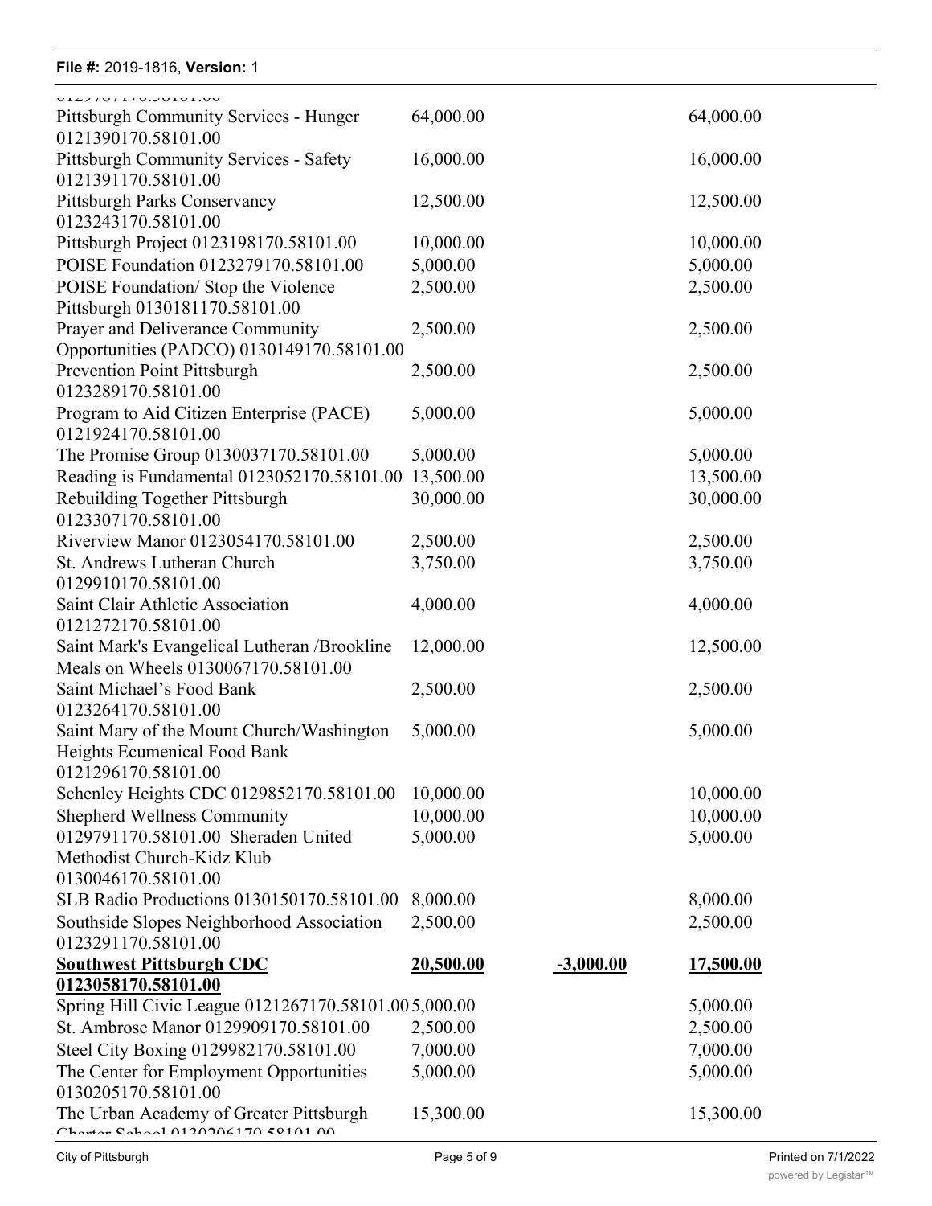| | | | |
|---|---|---|---|
| Pittsburgh Community Services - Hunger 0121390170.58101.00 | 64,000.00 | | 64,000.00 |
| Pittsburgh Community Services - Safety 0121391170.58101.00 | 16,000.00 | | 16,000.00 |
| Pittsburgh Parks Conservancy 0123243170.58101.00 | 12,500.00 | | 12,500.00 |
| Pittsburgh Project 0123198170.58101.00 | 10,000.00 | | 10,000.00 |
| POISE Foundation 0123279170.58101.00 | 5,000.00 | | 5,000.00 |
| POISE Foundation/ Stop the Violence Pittsburgh 0130181170.58101.00 | 2,500.00 | | 2,500.00 |
| Prayer and Deliverance Community Opportunities (PADCO) 0130149170.58101.00 | 2,500.00 | | 2,500.00 |
| Prevention Point Pittsburgh 0123289170.58101.00 | 2,500.00 | | 2,500.00 |
| Program to Aid Citizen Enterprise (PACE) 0121924170.58101.00 | 5,000.00 | | 5,000.00 |
| The Promise Group 0130037170.58101.00 | 5,000.00 | | 5,000.00 |
| Reading is Fundamental 0123052170.58101.00 | 13,500.00 | | 13,500.00 |
| Rebuilding Together Pittsburgh 0123307170.58101.00 | 30,000.00 | | 30,000.00 |
| Riverview Manor 0123054170.58101.00 | 2,500.00 | | 2,500.00 |
| St. Andrews Lutheran Church 0129910170.58101.00 | 3,750.00 | | 3,750.00 |
| Saint Clair Athletic Association 0121272170.58101.00 | 4,000.00 | | 4,000.00 |
| Saint Mark's Evangelical Lutheran /Brookline Meals on Wheels 0130067170.58101.00 | 12,000.00 | | 12,500.00 |
| Saint Michael's Food Bank 0123264170.58101.00 | 2,500.00 | | 2,500.00 |
| Saint Mary of the Mount Church/Washington Heights Ecumenical Food Bank 0121296170.58101.00 | 5,000.00 | | 5,000.00 |
| Schenley Heights CDC 0129852170.58101.00 | 10,000.00 | | 10,000.00 |
| Shepherd Wellness Community 0129791170.58101.00 | 10,000.00 | | 10,000.00 |
| Sheraden United Methodist Church-Kidz Klub 0130046170.58101.00 | 5,000.00 | | 5,000.00 |
| SLB Radio Productions 0130150170.58101.00 | 8,000.00 | | 8,000.00 |
| Southside Slopes Neighborhood Association 0123291170.58101.00 | 2,500.00 | | 2,500.00 |
| **Southwest Pittsburgh CDC 0123058170.58101.00** | **20,500.00** | **-3,000.00** | **17,500.00** |
| Spring Hill Civic League 0121267170.58101.00 | 5,000.00 | | 5,000.00 |
| St. Ambrose Manor 0129909170.58101.00 | 2,500.00 | | 2,500.00 |
| Steel City Boxing 0129982170.58101.00 | 7,000.00 | | 7,000.00 |
| The Center for Employment Opportunities 0130205170.58101.00 | 5,000.00 | | 5,000.00 |
| The Urban Academy of Greater Pittsburgh Charter School 0130206170.58101.00 | 15,300.00 | | 15,300.00 |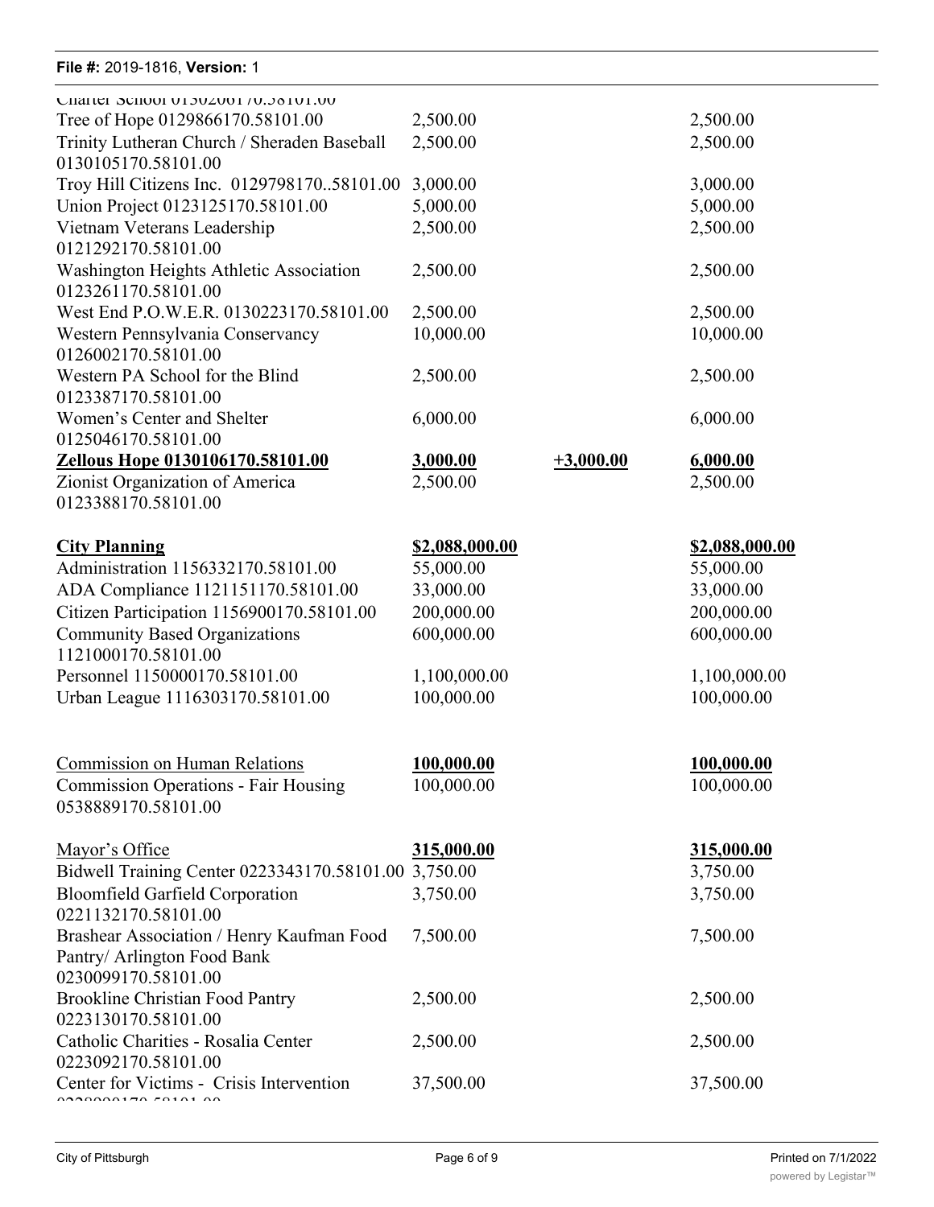| | | | |
|---|---|---|---|
| Charter School 0130206170.58101.00 | | | |
| Tree of Hope 0129866170.58101.00 | 2,500.00 | | 2,500.00 |
| Trinity Lutheran Church / Sheraden Baseball 0130105170.58101.00 | 2,500.00 | | 2,500.00 |
| Troy Hill Citizens Inc. 0129798170..58101.00 | 3,000.00 | | 3,000.00 |
| Union Project 0123125170.58101.00 | 5,000.00 | | 5,000.00 |
| Vietnam Veterans Leadership 0121292170.58101.00 | 2,500.00 | | 2,500.00 |
| Washington Heights Athletic Association 0123261170.58101.00 | 2,500.00 | | 2,500.00 |
| West End P.O.W.E.R. 0130223170.58101.00 | 2,500.00 | | 2,500.00 |
| Western Pennsylvania Conservancy 0126002170.58101.00 | 10,000.00 | | 10,000.00 |
| Western PA School for the Blind 0123387170.58101.00 | 2,500.00 | | 2,500.00 |
| Women's Center and Shelter 0125046170.58101.00 | 6,000.00 | | 6,000.00 |
| **Zellous Hope 0130106170.58101.00** | **3,000.00** | **+3,000.00** | **6,000.00** |
| Zionist Organization of America 0123388170.58101.00 | 2,500.00 | | 2,500.00 |
| **City Planning** | **$2,088,000.00** | | **$2,088,000.00** |
| Administration 1156332170.58101.00 | 55,000.00 | | 55,000.00 |
| ADA Compliance 1121151170.58101.00 | 33,000.00 | | 33,000.00 |
| Citizen Participation 1156900170.58101.00 | 200,000.00 | | 200,000.00 |
| Community Based Organizations 1121000170.58101.00 | 600,000.00 | | 600,000.00 |
| Personnel 1150000170.58101.00 | 1,100,000.00 | | 1,100,000.00 |
| Urban League 1116303170.58101.00 | 100,000.00 | | 100,000.00 |
| Commission on Human Relations | **100,000.00** | | **100,000.00** |
| Commission Operations - Fair Housing 0538889170.58101.00 | 100,000.00 | | 100,000.00 |
| Mayor's Office | **315,000.00** | | **315,000.00** |
| Bidwell Training Center 0223343170.58101.00 | 3,750.00 | | 3,750.00 |
| Bloomfield Garfield Corporation 0221132170.58101.00 | 3,750.00 | | 3,750.00 |
| Brashear Association / Henry Kaufman Food Pantry/ Arlington Food Bank 0230099170.58101.00 | 7,500.00 | | 7,500.00 |
| Brookline Christian Food Pantry 0223130170.58101.00 | 2,500.00 | | 2,500.00 |
| Catholic Charities - Rosalia Center 0223092170.58101.00 | 2,500.00 | | 2,500.00 |
| Center for Victims - Crisis Intervention 0228900170.58101.00 | 37,500.00 | | 37,500.00 |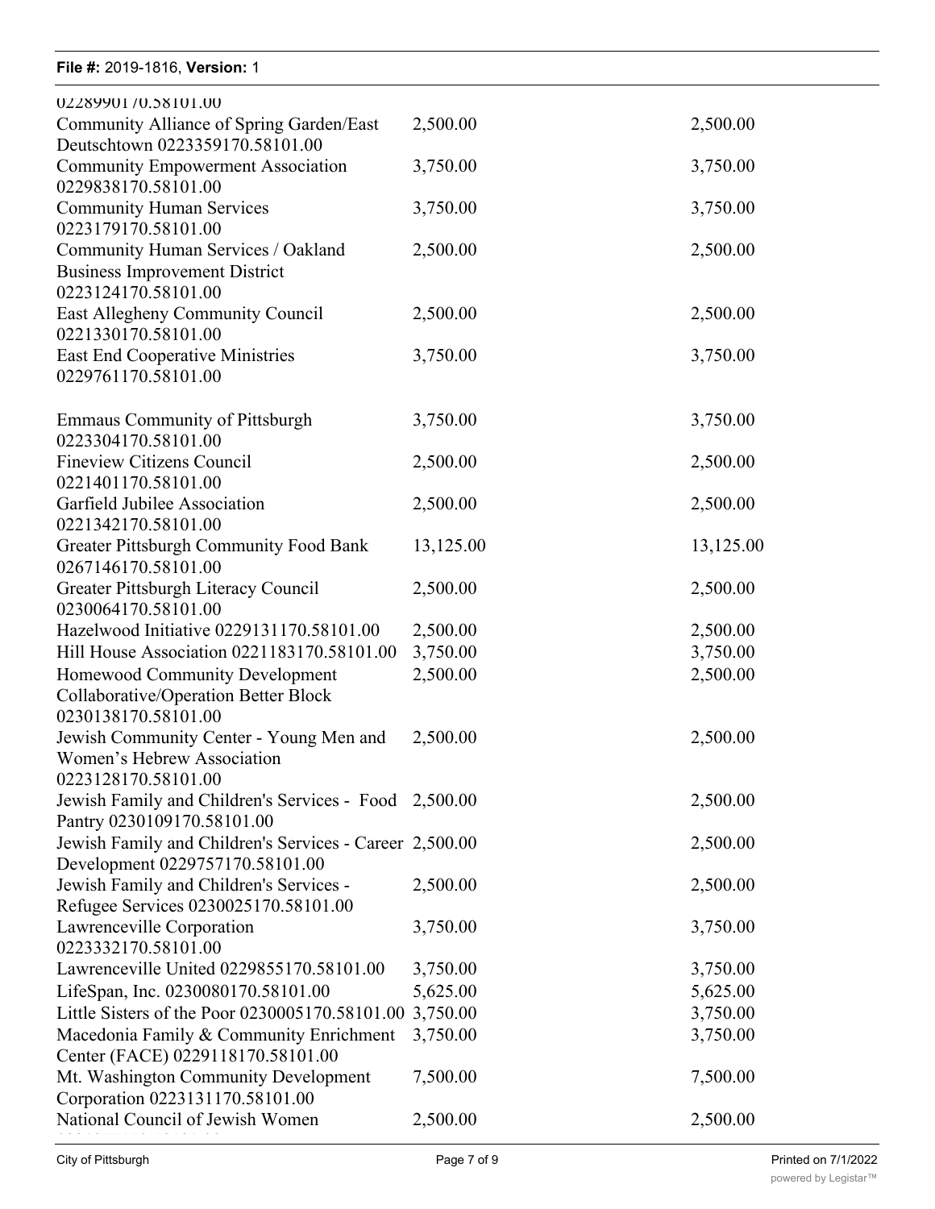| | | |
|---|---|---|
| 0228990170.58101.00 | | |
| Community Alliance of Spring Garden/East Deutschtown 0223359170.58101.00 | 2,500.00 | 2,500.00 |
| Community Empowerment Association 0229838170.58101.00 | 3,750.00 | 3,750.00 |
| Community Human Services 0223179170.58101.00 | 3,750.00 | 3,750.00 |
| Community Human Services / Oakland Business Improvement District 0223124170.58101.00 | 2,500.00 | 2,500.00 |
| East Allegheny Community Council 0221330170.58101.00 | 2,500.00 | 2,500.00 |
| East End Cooperative Ministries 0229761170.58101.00 | 3,750.00 | 3,750.00 |
| Emmaus Community of Pittsburgh 0223304170.58101.00 | 3,750.00 | 3,750.00 |
| Fineview Citizens Council 0221401170.58101.00 | 2,500.00 | 2,500.00 |
| Garfield Jubilee Association 0221342170.58101.00 | 2,500.00 | 2,500.00 |
| Greater Pittsburgh Community Food Bank 0267146170.58101.00 | 13,125.00 | 13,125.00 |
| Greater Pittsburgh Literacy Council 0230064170.58101.00 | 2,500.00 | 2,500.00 |
| Hazelwood Initiative 0229131170.58101.00 | 2,500.00 | 2,500.00 |
| Hill House Association 0221183170.58101.00 | 3,750.00 | 3,750.00 |
| Homewood Community Development Collaborative/Operation Better Block 0230138170.58101.00 | 2,500.00 | 2,500.00 |
| Jewish Community Center - Young Men and Women's Hebrew Association 0223128170.58101.00 | 2,500.00 | 2,500.00 |
| Jewish Family and Children's Services - Food Pantry 0230109170.58101.00 | 2,500.00 | 2,500.00 |
| Jewish Family and Children's Services - Career Development 0229757170.58101.00 | 2,500.00 | 2,500.00 |
| Jewish Family and Children's Services - Refugee Services 0230025170.58101.00 | 2,500.00 | 2,500.00 |
| Lawrenceville Corporation 0223332170.58101.00 | 3,750.00 | 3,750.00 |
| Lawrenceville United 0229855170.58101.00 | 3,750.00 | 3,750.00 |
| LifeSpan, Inc. 0230080170.58101.00 | 5,625.00 | 5,625.00 |
| Little Sisters of the Poor 0230005170.58101.00 | 3,750.00 | 3,750.00 |
| Macedonia Family & Community Enrichment Center (FACE) 0229118170.58101.00 | 3,750.00 | 3,750.00 |
| Mt. Washington Community Development Corporation 0223131170.58101.00 | 7,500.00 | 7,500.00 |
| National Council of Jewish Women | 2,500.00 | 2,500.00 |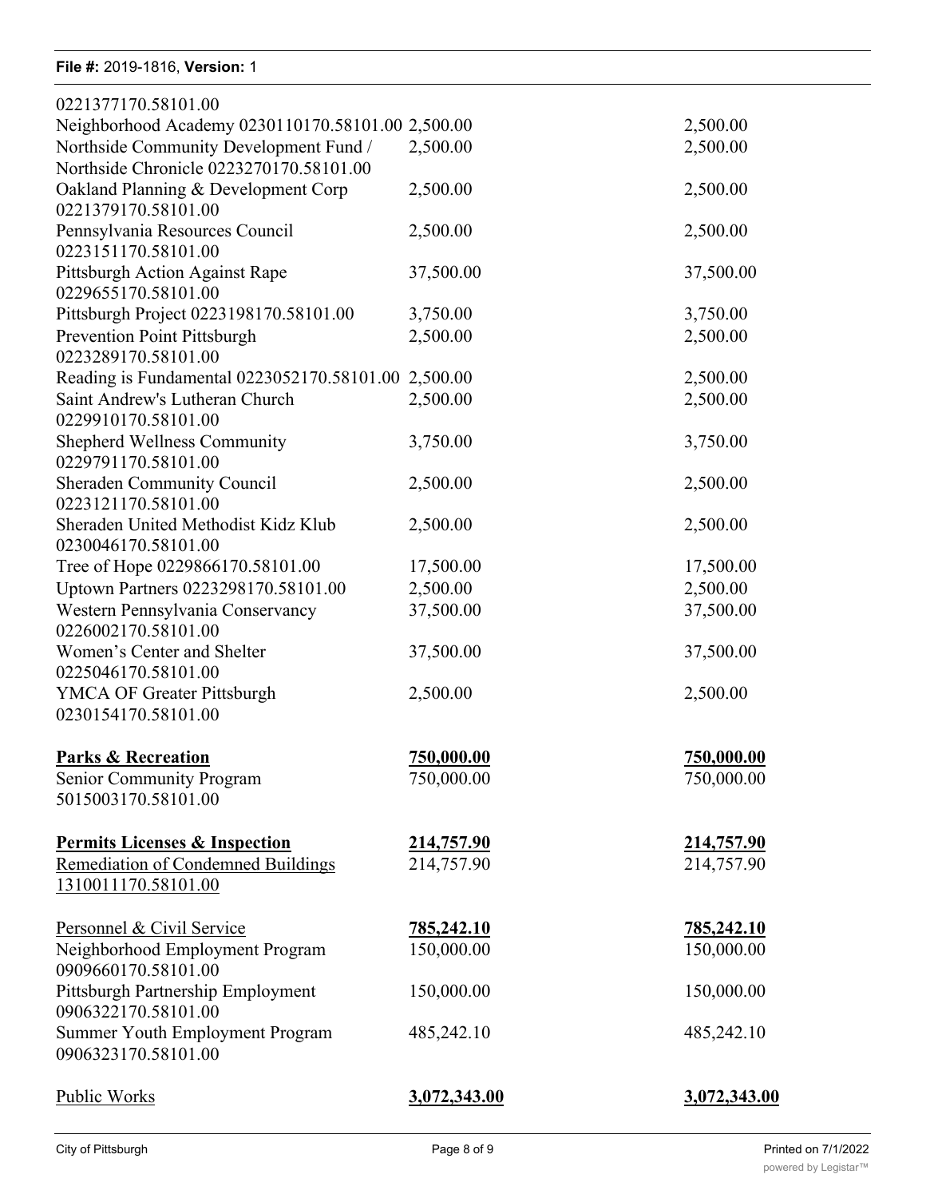| | | |
|---|---|---|
| 0221377170.58101.00 | | |
| Neighborhood Academy 0230110170.58101.00 | 2,500.00 | 2,500.00 |
| Northside Community Development Fund / Northside Chronicle 0223270170.58101.00 | 2,500.00 | 2,500.00 |
| Oakland Planning & Development Corp 0221379170.58101.00 | 2,500.00 | 2,500.00 |
| Pennsylvania Resources Council 0223151170.58101.00 | 2,500.00 | 2,500.00 |
| Pittsburgh Action Against Rape 0229655170.58101.00 | 37,500.00 | 37,500.00 |
| Pittsburgh Project 0223198170.58101.00 | 3,750.00 | 3,750.00 |
| Prevention Point Pittsburgh 0223289170.58101.00 | 2,500.00 | 2,500.00 |
| Reading is Fundamental 0223052170.58101.00 | 2,500.00 | 2,500.00 |
| Saint Andrew's Lutheran Church 0229910170.58101.00 | 2,500.00 | 2,500.00 |
| Shepherd Wellness Community 0229791170.58101.00 | 3,750.00 | 3,750.00 |
| Sheraden Community Council 0223121170.58101.00 | 2,500.00 | 2,500.00 |
| Sheraden United Methodist Kidz Klub 0230046170.58101.00 | 2,500.00 | 2,500.00 |
| Tree of Hope 0229866170.58101.00 | 17,500.00 | 17,500.00 |
| Uptown Partners 0223298170.58101.00 | 2,500.00 | 2,500.00 |
| Western Pennsylvania Conservancy 0226002170.58101.00 | 37,500.00 | 37,500.00 |
| Women's Center and Shelter 0225046170.58101.00 | 37,500.00 | 37,500.00 |
| YMCA OF Greater Pittsburgh 0230154170.58101.00 | 2,500.00 | 2,500.00 |
| **Parks & Recreation** | **750,000.00** | **750,000.00** |
| Senior Community Program 5015003170.58101.00 | 750,000.00 | 750,000.00 |
| **Permits Licenses & Inspection** | **214,757.90** | **214,757.90** |
| Remediation of Condemned Buildings 1310011170.58101.00 | 214,757.90 | 214,757.90 |
| Personnel & Civil Service | **785,242.10** | **785,242.10** |
| Neighborhood Employment Program 0909660170.58101.00 | 150,000.00 | 150,000.00 |
| Pittsburgh Partnership Employment 0906322170.58101.00 | 150,000.00 | 150,000.00 |
| Summer Youth Employment Program 0906323170.58101.00 | 485,242.10 | 485,242.10 |
| Public Works | **3,072,343.00** | **3,072,343.00** |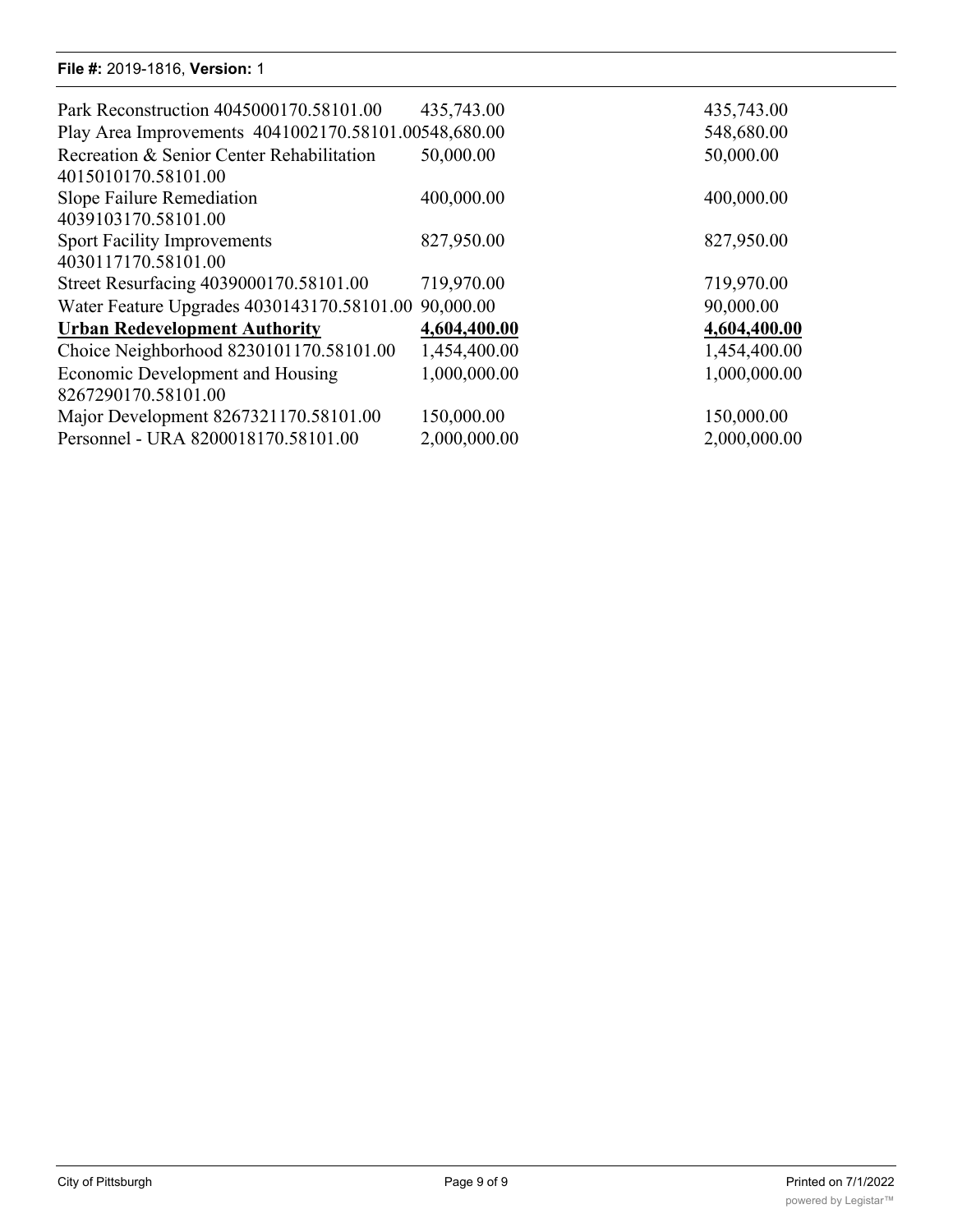| | | |
|---|---|---|
| Park Reconstruction 4045000170.58101.00 | 435,743.00 | 435,743.00 |
| Play Area Improvements 4041002170.58101.00 | 548,680.00 | 548,680.00 |
| Recreation & Senior Center Rehabilitation 4015010170.58101.00 | 50,000.00 | 50,000.00 |
| Slope Failure Remediation 4039103170.58101.00 | 400,000.00 | 400,000.00 |
| Sport Facility Improvements 4030117170.58101.00 | 827,950.00 | 827,950.00 |
| Street Resurfacing 4039000170.58101.00 | 719,970.00 | 719,970.00 |
| Water Feature Upgrades 4030143170.58101.00 | 90,000.00 | 90,000.00 |
| **Urban Redevelopment Authority** | **4,604,400.00** | **4,604,400.00** |
| Choice Neighborhood 8230101170.58101.00 | 1,454,400.00 | 1,454,400.00 |
| Economic Development and Housing 8267290170.58101.00 | 1,000,000.00 | 1,000,000.00 |
| Major Development 8267321170.58101.00 | 150,000.00 | 150,000.00 |
| Personnel - URA 8200018170.58101.00 | 2,000,000.00 | 2,000,000.00 |